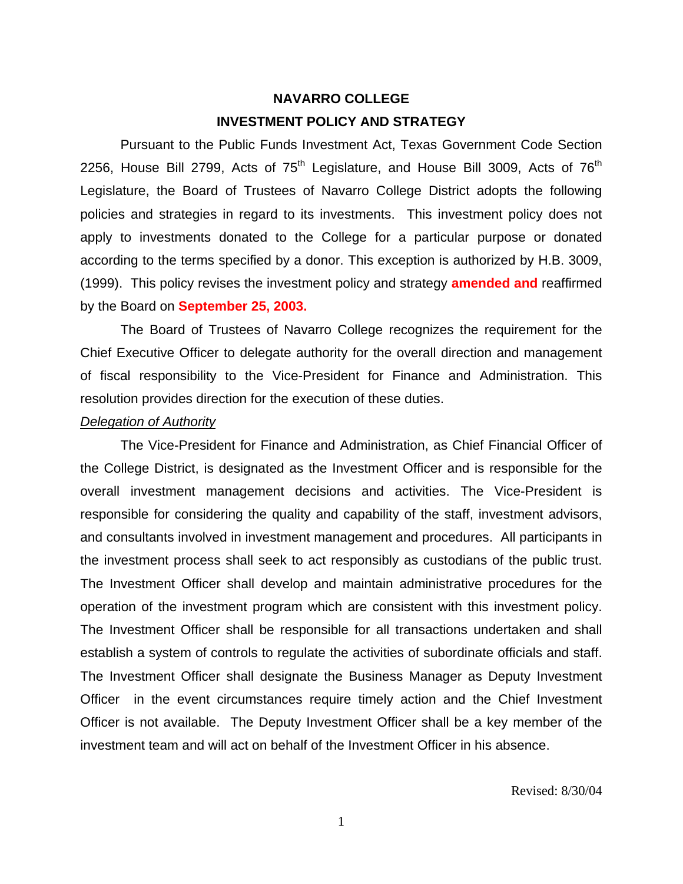# NAVARRO COLLEGE

## INVESTMENT POLICY AND STRATEGY

Pursuant to the Public Funds Investment Act, Texas Government Code Section 2256, House Bill 2799, Acts of 75th Legislature, and House Bill 3009, Acts of 76th Legislature, the Board of Trustees of Navarro College District adopts the following policies and strategies in regard to its investments. This investment policy does not apply to investments donated to the College for a particular purpose or donated according to the terms specified by a donor. This exception is authorized by H.B. 3009, (1999). This policy revises the investment policy and strategy **amended and** reaffirmed by the Board on **September 25, 2003.**

The Board of Trustees of Navarro College recognizes the requirement for the Chief Executive Officer to delegate authority for the overall direction and management of fiscal responsibility to the Vice-President for Finance and Administration. This resolution provides direction for the execution of these duties.

*Delegation of Authority*

The Vice-President for Finance and Administration, as Chief Financial Officer of the College District, is designated as the Investment Officer and is responsible for the overall investment management decisions and activities. The Vice-President is responsible for considering the quality and capability of the staff, investment advisors, and consultants involved in investment management and procedures. All participants in the investment process shall seek to act responsibly as custodians of the public trust. The Investment Officer shall develop and maintain administrative procedures for the operation of the investment program which are consistent with this investment policy. The Investment Officer shall be responsible for all transactions undertaken and shall establish a system of controls to regulate the activities of subordinate officials and staff. The Investment Officer shall designate the Business Manager as Deputy Investment Officer in the event circumstances require timely action and the Chief Investment Officer is not available. The Deputy Investment Officer shall be a key member of the investment team and will act on behalf of the Investment Officer in his absence.

Revised: 8/30/04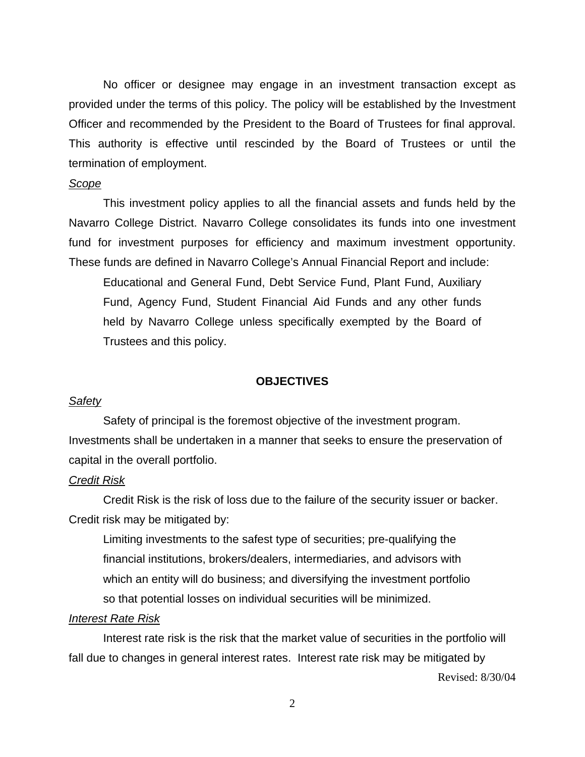No officer or designee may engage in an investment transaction except as provided under the terms of this policy. The policy will be established by the Investment Officer and recommended by the President to the Board of Trustees for final approval. This authority is effective until rescinded by the Board of Trustees or until the termination of employment.

*Scope*

This investment policy applies to all the financial assets and funds held by the Navarro College District. Navarro College consolidates its funds into one investment fund for investment purposes for efficiency and maximum investment opportunity. These funds are defined in Navarro College's Annual Financial Report and include:

> Educational and General Fund, Debt Service Fund, Plant Fund, Auxiliary Fund, Agency Fund, Student Financial Aid Funds and any other funds held by Navarro College unless specifically exempted by the Board of Trustees and this policy.

## OBJECTIVES

*Safety*

Safety of principal is the foremost objective of the investment program. Investments shall be undertaken in a manner that seeks to ensure the preservation of capital in the overall portfolio.

*Credit Risk*

Credit Risk is the risk of loss due to the failure of the security issuer or backer. Credit risk may be mitigated by:

> Limiting investments to the safest type of securities; pre-qualifying the financial institutions, brokers/dealers, intermediaries, and advisors with which an entity will do business; and diversifying the investment portfolio so that potential losses on individual securities will be minimized.

*Interest Rate Risk*

Interest rate risk is the risk that the market value of securities in the portfolio will fall due to changes in general interest rates. Interest rate risk may be mitigated by

Revised: 8/30/04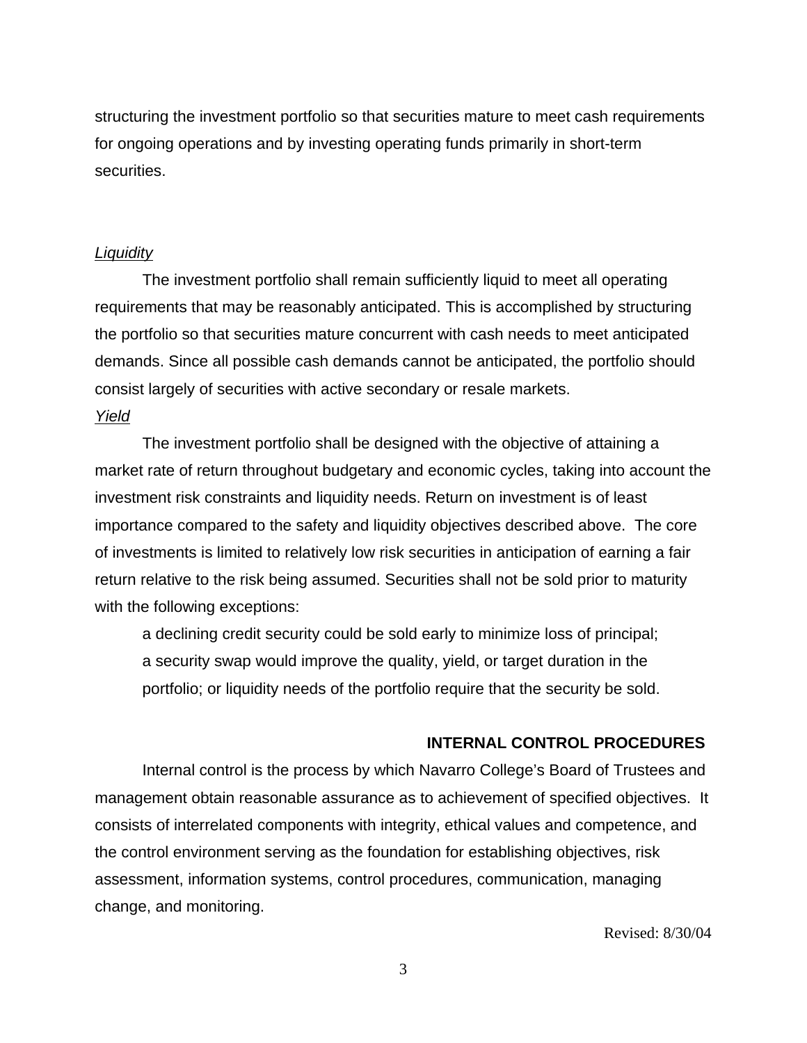structuring the investment portfolio so that securities mature to meet cash requirements for ongoing operations and by investing operating funds primarily in short-term securities.

*Liquidity*

The investment portfolio shall remain sufficiently liquid to meet all operating requirements that may be reasonably anticipated. This is accomplished by structuring the portfolio so that securities mature concurrent with cash needs to meet anticipated demands. Since all possible cash demands cannot be anticipated, the portfolio should consist largely of securities with active secondary or resale markets.

*Yield*

The investment portfolio shall be designed with the objective of attaining a market rate of return throughout budgetary and economic cycles, taking into account the investment risk constraints and liquidity needs. Return on investment is of least importance compared to the safety and liquidity objectives described above. The core of investments is limited to relatively low risk securities in anticipation of earning a fair return relative to the risk being assumed. Securities shall not be sold prior to maturity with the following exceptions:

a declining credit security could be sold early to minimize loss of principal; a security swap would improve the quality, yield, or target duration in the portfolio; or liquidity needs of the portfolio require that the security be sold.

## INTERNAL CONTROL PROCEDURES

Internal control is the process by which Navarro College's Board of Trustees and management obtain reasonable assurance as to achievement of specified objectives. It consists of interrelated components with integrity, ethical values and competence, and the control environment serving as the foundation for establishing objectives, risk assessment, information systems, control procedures, communication, managing change, and monitoring.

Revised: 8/30/04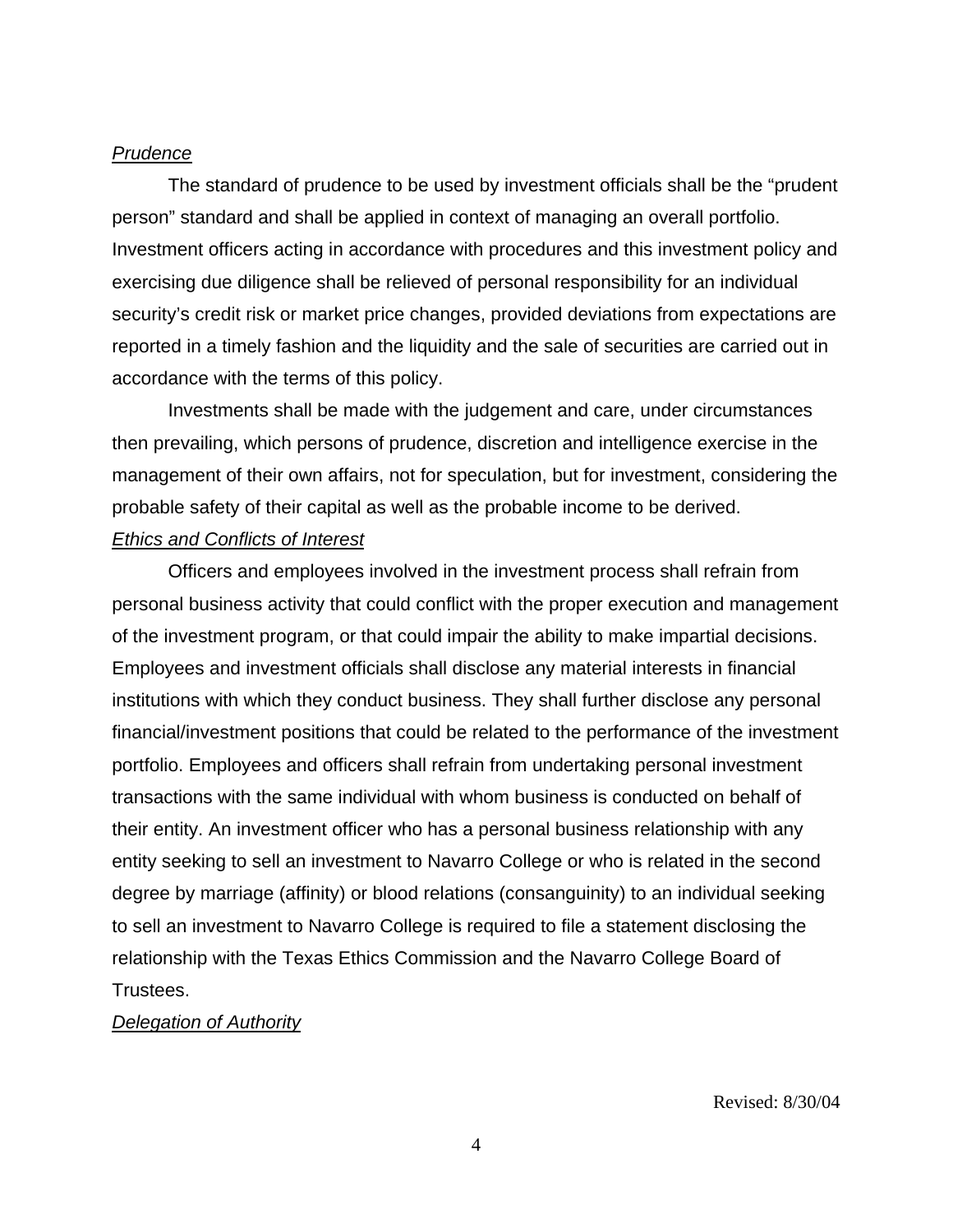*Prudence*

The standard of prudence to be used by investment officials shall be the "prudent person" standard and shall be applied in context of managing an overall portfolio. Investment officers acting in accordance with procedures and this investment policy and exercising due diligence shall be relieved of personal responsibility for an individual security's credit risk or market price changes, provided deviations from expectations are reported in a timely fashion and the liquidity and the sale of securities are carried out in accordance with the terms of this policy.

Investments shall be made with the judgement and care, under circumstances then prevailing, which persons of prudence, discretion and intelligence exercise in the management of their own affairs, not for speculation, but for investment, considering the probable safety of their capital as well as the probable income to be derived.

*Ethics and Conflicts of Interest*

Officers and employees involved in the investment process shall refrain from personal business activity that could conflict with the proper execution and management of the investment program, or that could impair the ability to make impartial decisions. Employees and investment officials shall disclose any material interests in financial institutions with which they conduct business. They shall further disclose any personal financial/investment positions that could be related to the performance of the investment portfolio. Employees and officers shall refrain from undertaking personal investment transactions with the same individual with whom business is conducted on behalf of their entity. An investment officer who has a personal business relationship with any entity seeking to sell an investment to Navarro College or who is related in the second degree by marriage (affinity) or blood relations (consanguinity) to an individual seeking to sell an investment to Navarro College is required to file a statement disclosing the relationship with the Texas Ethics Commission and the Navarro College Board of Trustees.

*Delegation of Authority*

Revised: 8/30/04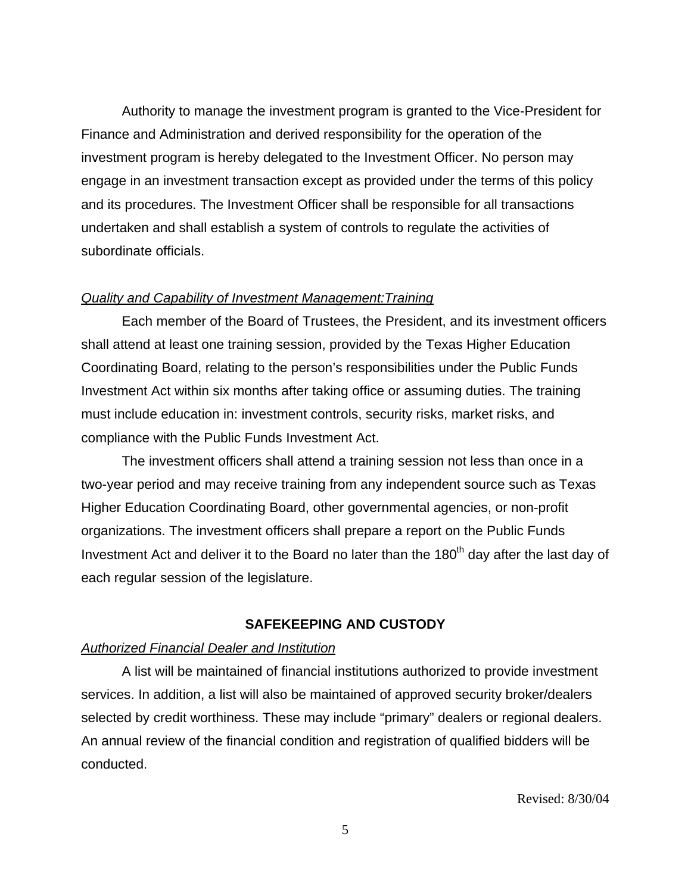Authority to manage the investment program is granted to the Vice-President for Finance and Administration and derived responsibility for the operation of the investment program is hereby delegated to the Investment Officer. No person may engage in an investment transaction except as provided under the terms of this policy and its procedures. The Investment Officer shall be responsible for all transactions undertaken and shall establish a system of controls to regulate the activities of subordinate officials.

*Quality and Capability of Investment Management:Training*

Each member of the Board of Trustees, the President, and its investment officers shall attend at least one training session, provided by the Texas Higher Education Coordinating Board, relating to the person's responsibilities under the Public Funds Investment Act within six months after taking office or assuming duties. The training must include education in: investment controls, security risks, market risks, and compliance with the Public Funds Investment Act.

The investment officers shall attend a training session not less than once in a two-year period and may receive training from any independent source such as Texas Higher Education Coordinating Board, other governmental agencies, or non-profit organizations. The investment officers shall prepare a report on the Public Funds Investment Act and deliver it to the Board no later than the 180th day after the last day of each regular session of the legislature.

## SAFEKEEPING AND CUSTODY

*Authorized Financial Dealer and Institution*

A list will be maintained of financial institutions authorized to provide investment services. In addition, a list will also be maintained of approved security broker/dealers selected by credit worthiness. These may include "primary" dealers or regional dealers. An annual review of the financial condition and registration of qualified bidders will be conducted.

Revised: 8/30/04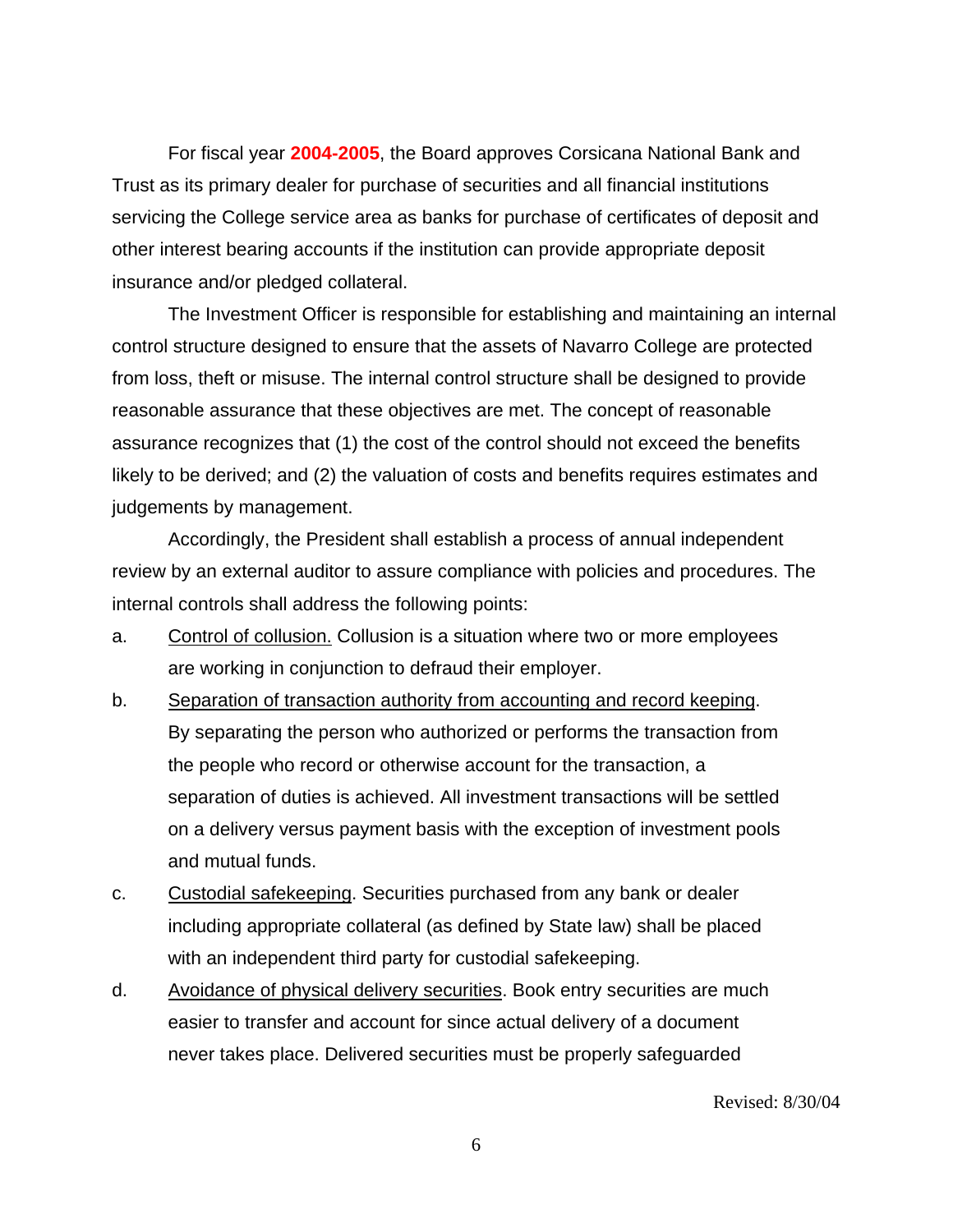For fiscal year **2004-2005**, the Board approves Corsicana National Bank and Trust as its primary dealer for purchase of securities and all financial institutions servicing the College service area as banks for purchase of certificates of deposit and other interest bearing accounts if the institution can provide appropriate deposit insurance and/or pledged collateral.

The Investment Officer is responsible for establishing and maintaining an internal control structure designed to ensure that the assets of Navarro College are protected from loss, theft or misuse. The internal control structure shall be designed to provide reasonable assurance that these objectives are met. The concept of reasonable assurance recognizes that (1) the cost of the control should not exceed the benefits likely to be derived; and (2) the valuation of costs and benefits requires estimates and judgements by management.

Accordingly, the President shall establish a process of annual independent review by an external auditor to assure compliance with policies and procedures. The internal controls shall address the following points:

a. Control of collusion. Collusion is a situation where two or more employees are working in conjunction to defraud their employer.

b. Separation of transaction authority from accounting and record keeping. By separating the person who authorized or performs the transaction from the people who record or otherwise account for the transaction, a separation of duties is achieved. All investment transactions will be settled on a delivery versus payment basis with the exception of investment pools and mutual funds.

c. Custodial safekeeping. Securities purchased from any bank or dealer including appropriate collateral (as defined by State law) shall be placed with an independent third party for custodial safekeeping.

d. Avoidance of physical delivery securities. Book entry securities are much easier to transfer and account for since actual delivery of a document never takes place. Delivered securities must be properly safeguarded

Revised: 8/30/04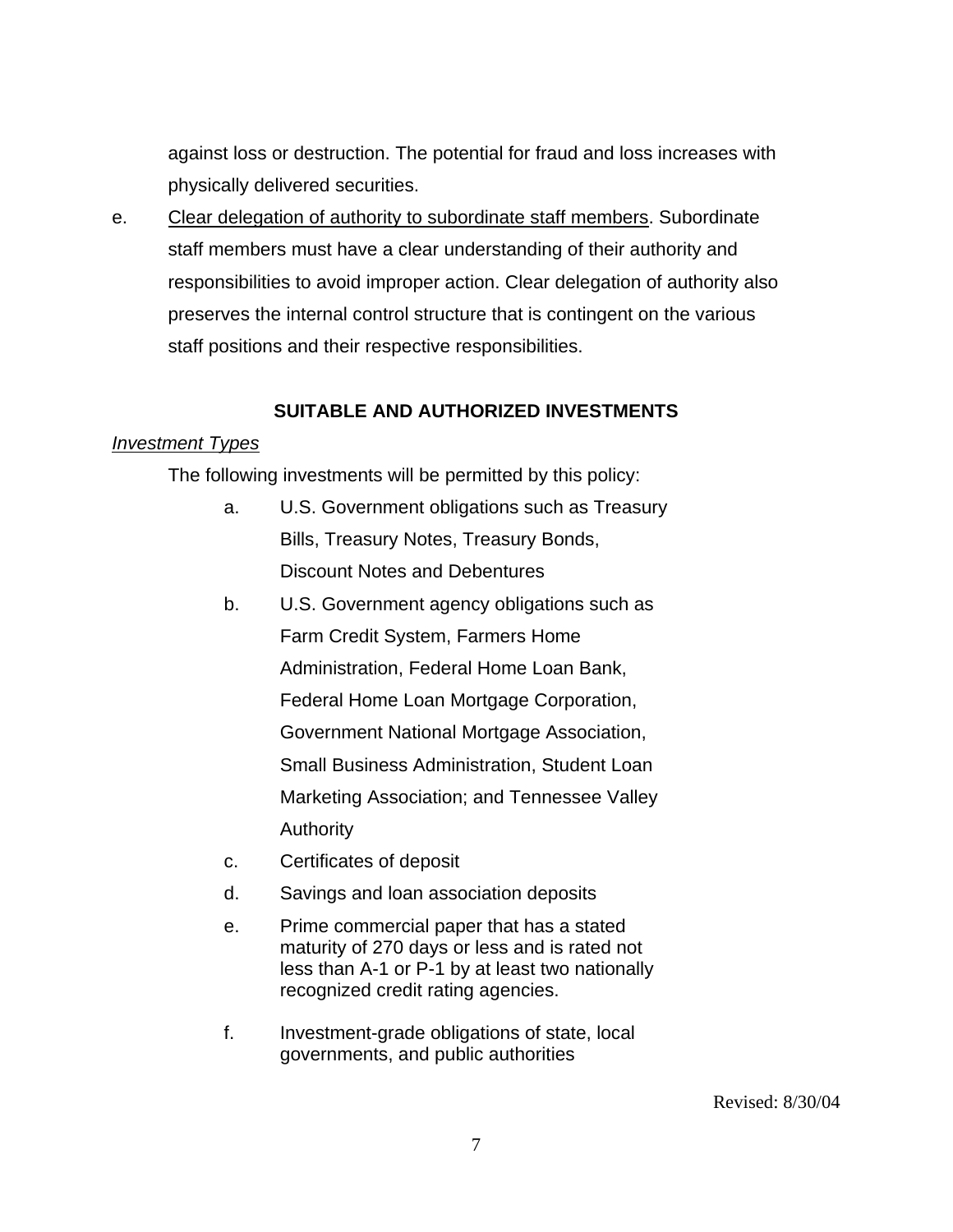against loss or destruction. The potential for fraud and loss increases with physically delivered securities.

e. Clear delegation of authority to subordinate staff members. Subordinate staff members must have a clear understanding of their authority and responsibilities to avoid improper action. Clear delegation of authority also preserves the internal control structure that is contingent on the various staff positions and their respective responsibilities.

## SUITABLE AND AUTHORIZED INVESTMENTS

*Investment Types*

The following investments will be permitted by this policy:

a. U.S. Government obligations such as Treasury Bills, Treasury Notes, Treasury Bonds, Discount Notes and Debentures

b. U.S. Government agency obligations such as Farm Credit System, Farmers Home Administration, Federal Home Loan Bank, Federal Home Loan Mortgage Corporation, Government National Mortgage Association, Small Business Administration, Student Loan Marketing Association; and Tennessee Valley Authority

c. Certificates of deposit

d. Savings and loan association deposits

e. Prime commercial paper that has a stated maturity of 270 days or less and is rated not less than A-1 or P-1 by at least two nationally recognized credit rating agencies.

f. Investment-grade obligations of state, local governments, and public authorities

Revised: 8/30/04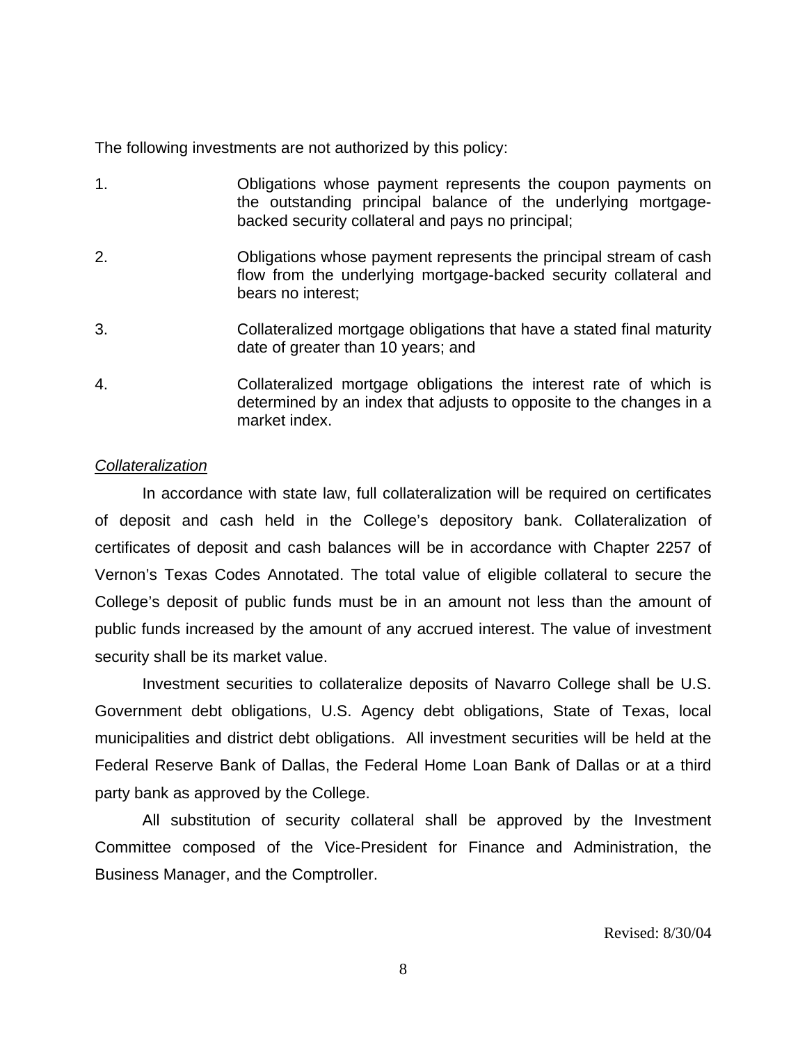The following investments are not authorized by this policy:

1. Obligations whose payment represents the coupon payments on the outstanding principal balance of the underlying mortgage-backed security collateral and pays no principal;

2. Obligations whose payment represents the principal stream of cash flow from the underlying mortgage-backed security collateral and bears no interest;

3. Collateralized mortgage obligations that have a stated final maturity date of greater than 10 years; and

4. Collateralized mortgage obligations the interest rate of which is determined by an index that adjusts to opposite to the changes in a market index.

*Collateralization*

In accordance with state law, full collateralization will be required on certificates of deposit and cash held in the College's depository bank. Collateralization of certificates of deposit and cash balances will be in accordance with Chapter 2257 of Vernon's Texas Codes Annotated. The total value of eligible collateral to secure the College's deposit of public funds must be in an amount not less than the amount of public funds increased by the amount of any accrued interest. The value of investment security shall be its market value.

Investment securities to collateralize deposits of Navarro College shall be U.S. Government debt obligations, U.S. Agency debt obligations, State of Texas, local municipalities and district debt obligations. All investment securities will be held at the Federal Reserve Bank of Dallas, the Federal Home Loan Bank of Dallas or at a third party bank as approved by the College.

All substitution of security collateral shall be approved by the Investment Committee composed of the Vice-President for Finance and Administration, the Business Manager, and the Comptroller.

Revised: 8/30/04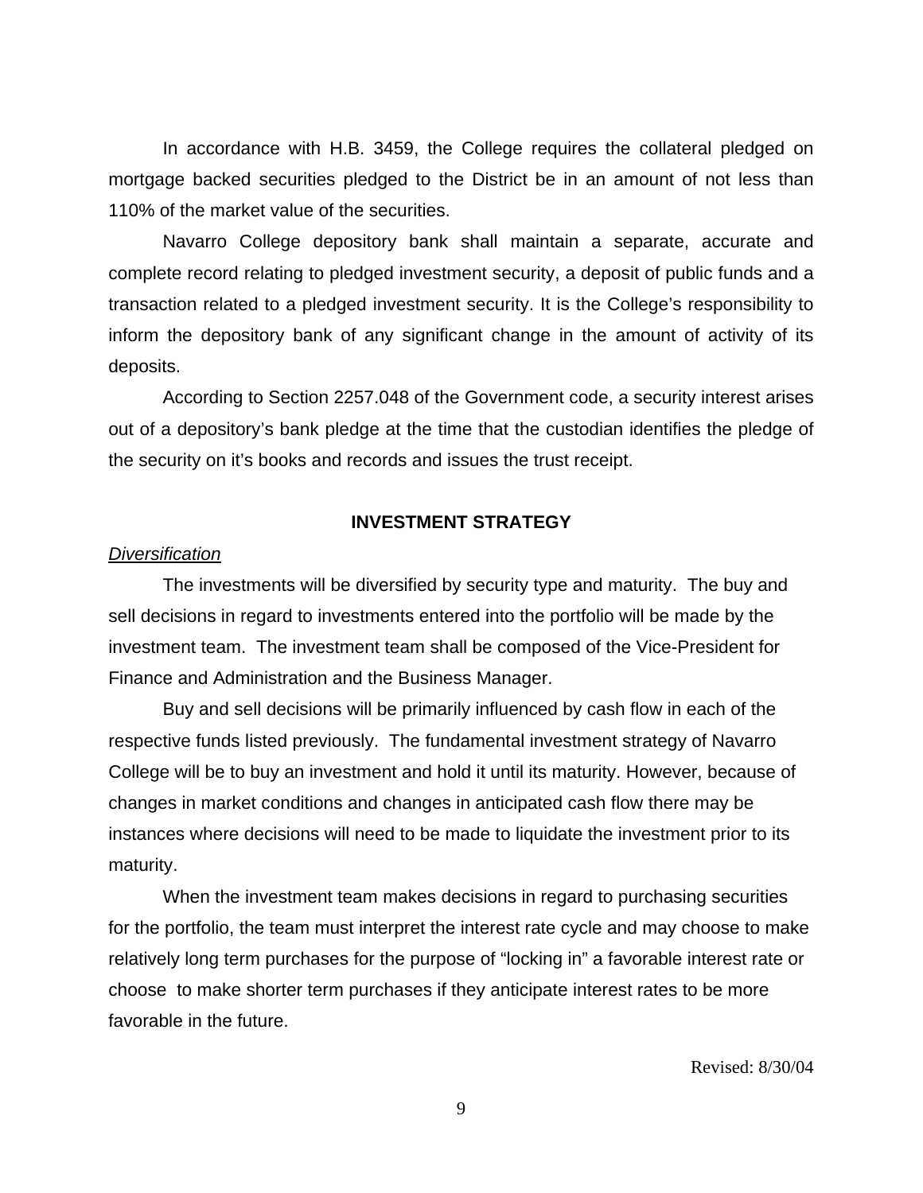In accordance with H.B. 3459, the College requires the collateral pledged on mortgage backed securities pledged to the District be in an amount of not less than 110% of the market value of the securities.

Navarro College depository bank shall maintain a separate, accurate and complete record relating to pledged investment security, a deposit of public funds and a transaction related to a pledged investment security. It is the College's responsibility to inform the depository bank of any significant change in the amount of activity of its deposits.

According to Section 2257.048 of the Government code, a security interest arises out of a depository's bank pledge at the time that the custodian identifies the pledge of the security on it's books and records and issues the trust receipt.

## INVESTMENT STRATEGY

*Diversification*

The investments will be diversified by security type and maturity. The buy and sell decisions in regard to investments entered into the portfolio will be made by the investment team. The investment team shall be composed of the Vice-President for Finance and Administration and the Business Manager.

Buy and sell decisions will be primarily influenced by cash flow in each of the respective funds listed previously. The fundamental investment strategy of Navarro College will be to buy an investment and hold it until its maturity. However, because of changes in market conditions and changes in anticipated cash flow there may be instances where decisions will need to be made to liquidate the investment prior to its maturity.

When the investment team makes decisions in regard to purchasing securities for the portfolio, the team must interpret the interest rate cycle and may choose to make relatively long term purchases for the purpose of "locking in" a favorable interest rate or choose to make shorter term purchases if they anticipate interest rates to be more favorable in the future.

Revised: 8/30/04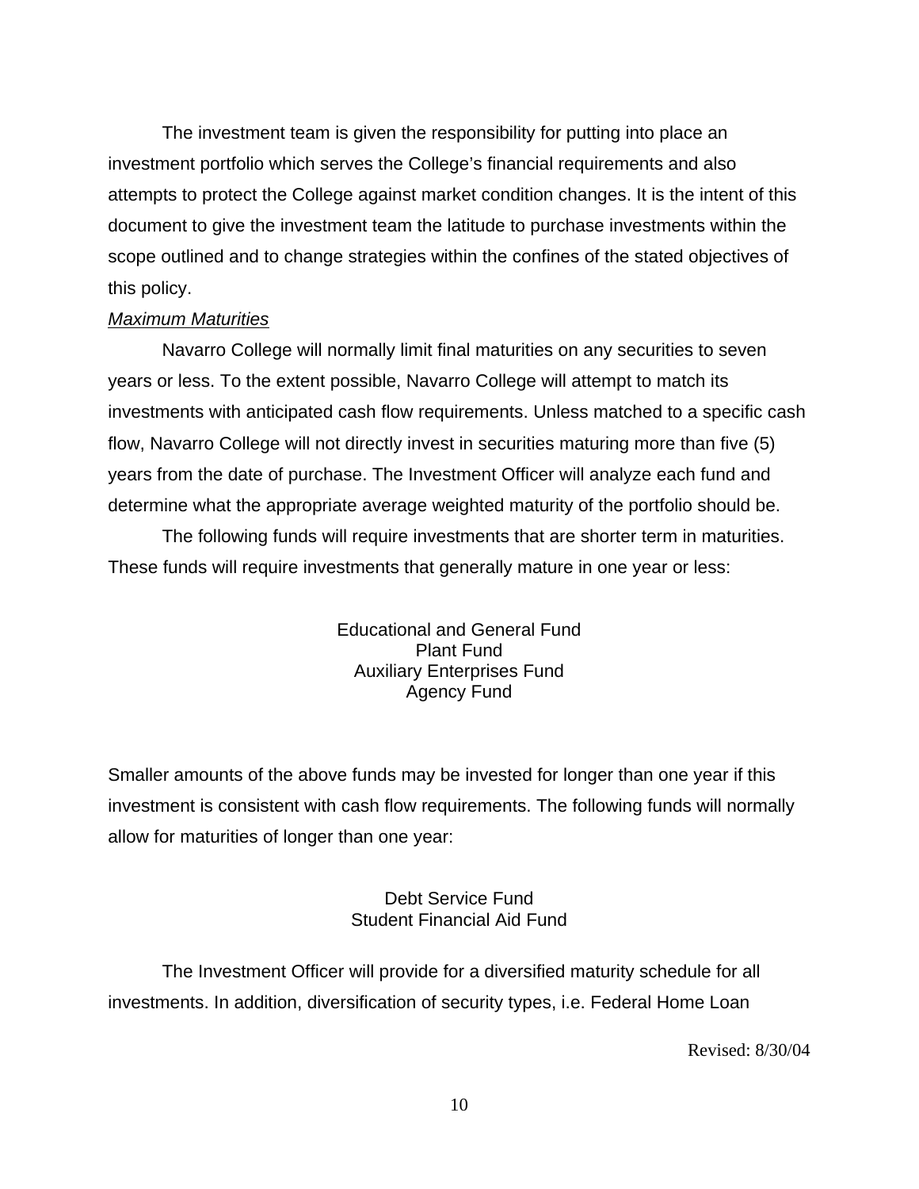The investment team is given the responsibility for putting into place an investment portfolio which serves the College's financial requirements and also attempts to protect the College against market condition changes. It is the intent of this document to give the investment team the latitude to purchase investments within the scope outlined and to change strategies within the confines of the stated objectives of this policy.

*Maximum Maturities*

Navarro College will normally limit final maturities on any securities to seven years or less. To the extent possible, Navarro College will attempt to match its investments with anticipated cash flow requirements. Unless matched to a specific cash flow, Navarro College will not directly invest in securities maturing more than five (5) years from the date of purchase. The Investment Officer will analyze each fund and determine what the appropriate average weighted maturity of the portfolio should be.

The following funds will require investments that are shorter term in maturities. These funds will require investments that generally mature in one year or less:

Educational and General Fund
Plant Fund
Auxiliary Enterprises Fund
Agency Fund

Smaller amounts of the above funds may be invested for longer than one year if this investment is consistent with cash flow requirements. The following funds will normally allow for maturities of longer than one year:

Debt Service Fund
Student Financial Aid Fund

The Investment Officer will provide for a diversified maturity schedule for all investments. In addition, diversification of security types, i.e. Federal Home Loan

Revised: 8/30/04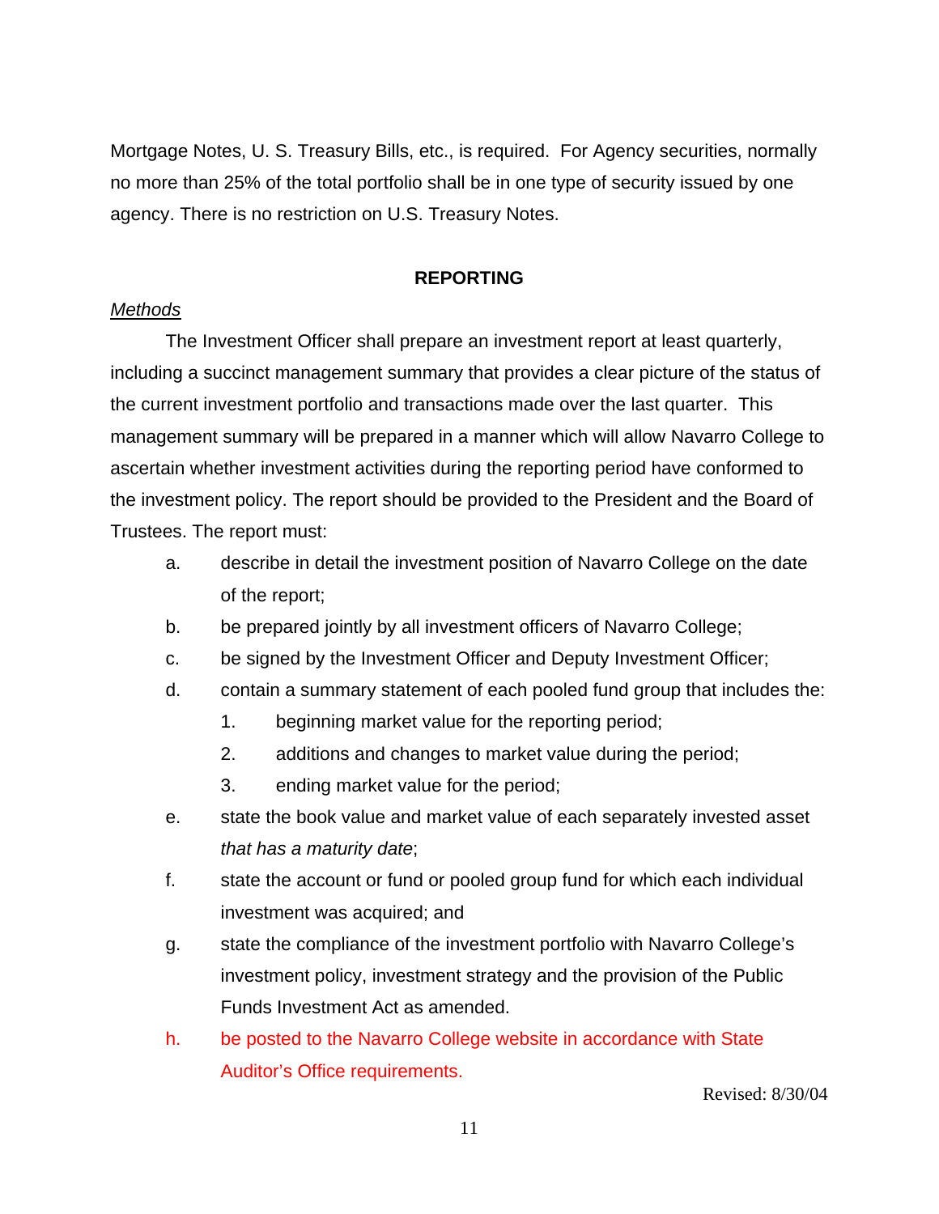Mortgage Notes, U. S. Treasury Bills, etc., is required. For Agency securities, normally no more than 25% of the total portfolio shall be in one type of security issued by one agency. There is no restriction on U.S. Treasury Notes.

## REPORTING

*Methods*

The Investment Officer shall prepare an investment report at least quarterly, including a succinct management summary that provides a clear picture of the status of the current investment portfolio and transactions made over the last quarter. This management summary will be prepared in a manner which will allow Navarro College to ascertain whether investment activities during the reporting period have conformed to the investment policy. The report should be provided to the President and the Board of Trustees. The report must:

a. describe in detail the investment position of Navarro College on the date of the report;
b. be prepared jointly by all investment officers of Navarro College;
c. be signed by the Investment Officer and Deputy Investment Officer;
d. contain a summary statement of each pooled fund group that includes the:
    1. beginning market value for the reporting period;
    2. additions and changes to market value during the period;
    3. ending market value for the period;
e. state the book value and market value of each separately invested asset *that has a maturity date*;
f. state the account or fund or pooled group fund for which each individual investment was acquired; and
g. state the compliance of the investment portfolio with Navarro College's investment policy, investment strategy and the provision of the Public Funds Investment Act as amended.
h. be posted to the Navarro College website in accordance with State Auditor's Office requirements.

Revised: 8/30/04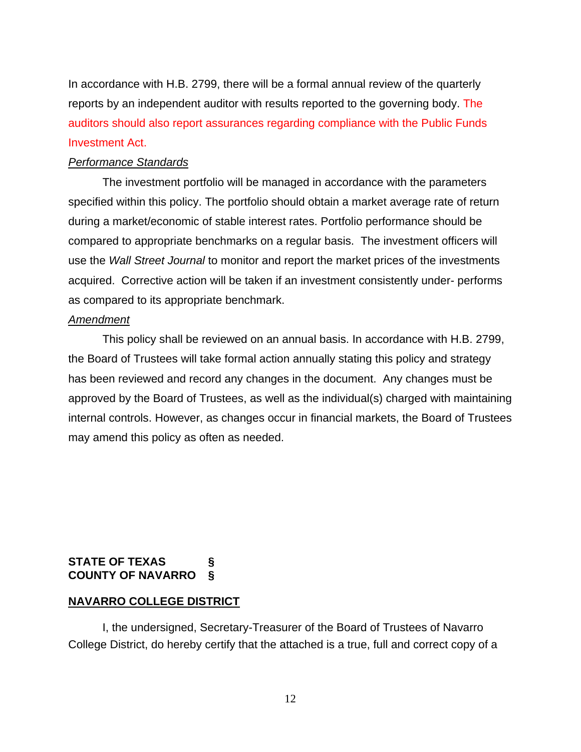In accordance with H.B. 2799, there will be a formal annual review of the quarterly reports by an independent auditor with results reported to the governing body. The auditors should also report assurances regarding compliance with the Public Funds Investment Act.

*Performance Standards*

The investment portfolio will be managed in accordance with the parameters specified within this policy. The portfolio should obtain a market average rate of return during a market/economic of stable interest rates. Portfolio performance should be compared to appropriate benchmarks on a regular basis. The investment officers will use the *Wall Street Journal* to monitor and report the market prices of the investments acquired. Corrective action will be taken if an investment consistently under- performs as compared to its appropriate benchmark.

*Amendment*

This policy shall be reviewed on an annual basis. In accordance with H.B. 2799, the Board of Trustees will take formal action annually stating this policy and strategy has been reviewed and record any changes in the document. Any changes must be approved by the Board of Trustees, as well as the individual(s) charged with maintaining internal controls. However, as changes occur in financial markets, the Board of Trustees may amend this policy as often as needed.

**STATE OF TEXAS §**
**COUNTY OF NAVARRO §**

**NAVARRO COLLEGE DISTRICT**

I, the undersigned, Secretary-Treasurer of the Board of Trustees of Navarro College District, do hereby certify that the attached is a true, full and correct copy of a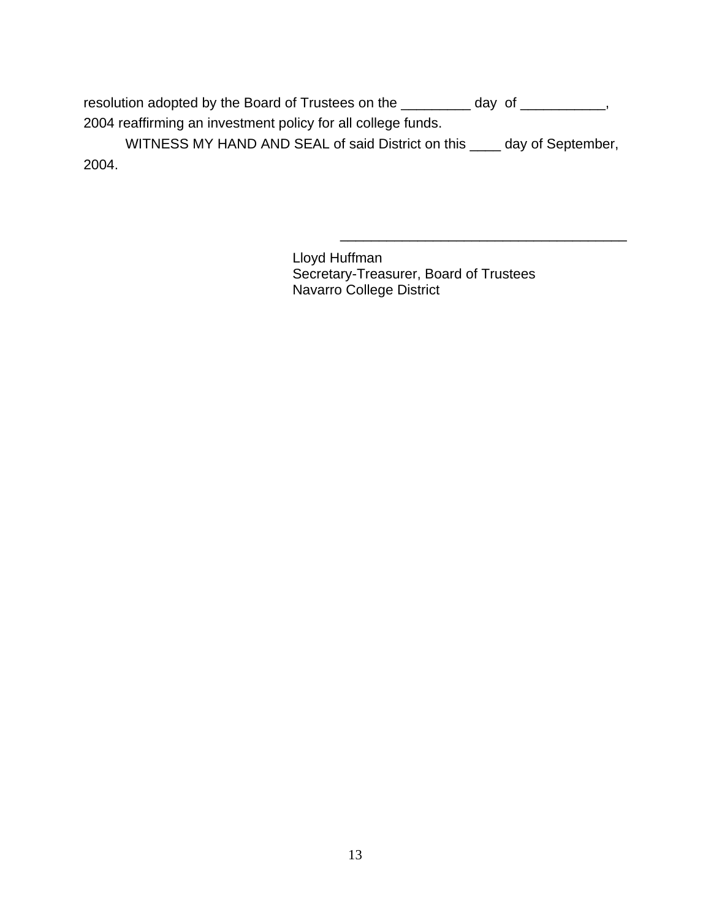resolution adopted by the Board of Trustees on the _________ day of ___________, 2004 reaffirming an investment policy for all college funds.

WITNESS MY HAND AND SEAL of said District on this ____ day of September, 2004.

_____________________________________

Lloyd Huffman
Secretary-Treasurer, Board of Trustees
Navarro College District